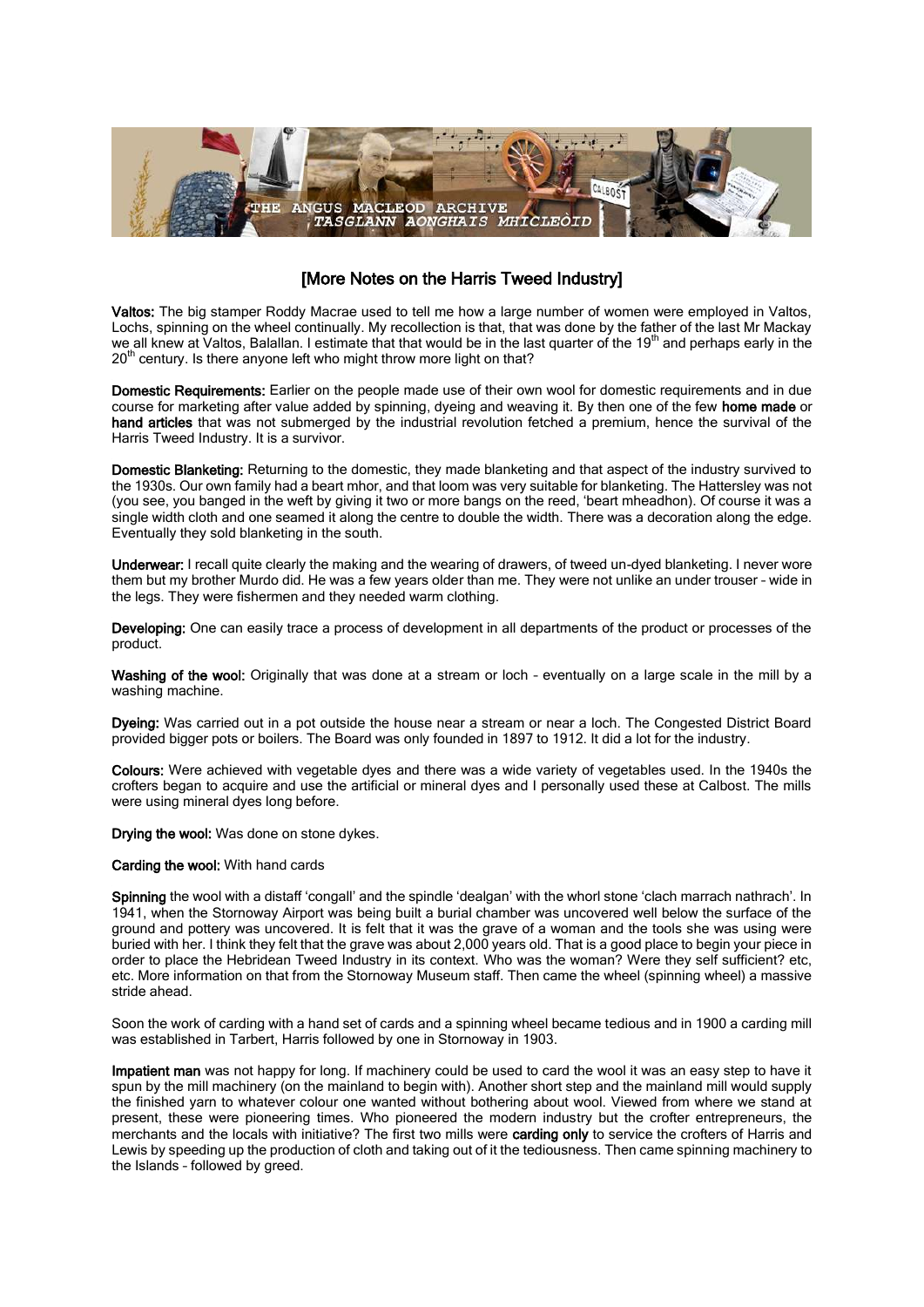## [More Notes on the Harris Tweed Industry]

**Valtos:** The big stamper Roddy Macrae used to tell me how a large number of women were employed in Valtos, Lochs, spinning on the wheel continually. My recollection is that, that was done by the father of the last Mr Mackay we all knew at Valtos, Balallan. I estimate that that would be in the last quarter of the 19th and perhaps early in the 20th century. Is there anyone left who might throw more light on that?

**Domestic Requirements:** Earlier on the people made use of their own wool for domestic requirements and in due course for marketing after value added by spinning, dyeing and weaving it. By then one of the few **home made** or **hand articles** that was not submerged by the industrial revolution fetched a premium, hence the survival of the Harris Tweed Industry. It is a survivor.

**Domestic Blanketing:** Returning to the domestic, they made blanketing and that aspect of the industry survived to the 1930s. Our own family had a beart mhor, and that loom was very suitable for blanketing. The Hattersley was not (you see, you banged in the weft by giving it two or more bangs on the reed, 'beart mheadhon). Of course it was a single width cloth and one seamed it along the centre to double the width. There was a decoration along the edge. Eventually they sold blanketing in the south.

**Underwear:** I recall quite clearly the making and the wearing of drawers, of tweed un-dyed blanketing. I never wore them but my brother Murdo did. He was a few years older than me. They were not unlike an under trouser – wide in the legs. They were fishermen and they needed warm clothing.

**Developing:** One can easily trace a process of development in all departments of the product or processes of the product.

**Washing of the wool:** Originally that was done at a stream or loch – eventually on a large scale in the mill by a washing machine.

**Dyeing:** Was carried out in a pot outside the house near a stream or near a loch. The Congested District Board provided bigger pots or boilers. The Board was only founded in 1897 to 1912. It did a lot for the industry.

**Colours:** Were achieved with vegetable dyes and there was a wide variety of vegetables used. In the 1940s the crofters began to acquire and use the artificial or mineral dyes and I personally used these at Calbost. The mills were using mineral dyes long before.

**Drying the wool:** Was done on stone dykes.

**Carding the wool:** With hand cards

**Spinning** the wool with a distaff 'congall' and the spindle 'dealgan' with the whorl stone 'clach marrach nathrach'. In 1941, when the Stornoway Airport was being built a burial chamber was uncovered well below the surface of the ground and pottery was uncovered. It is felt that it was the grave of a woman and the tools she was using were buried with her. I think they felt that the grave was about 2,000 years old. That is a good place to begin your piece in order to place the Hebridean Tweed Industry in its context. Who was the woman? Were they self sufficient? etc, etc. More information on that from the Stornoway Museum staff. Then came the wheel (spinning wheel) a massive stride ahead.

Soon the work of carding with a hand set of cards and a spinning wheel became tedious and in 1900 a carding mill was established in Tarbert, Harris followed by one in Stornoway in 1903.

**Impatient man** was not happy for long. If machinery could be used to card the wool it was an easy step to have it spun by the mill machinery (on the mainland to begin with). Another short step and the mainland mill would supply the finished yarn to whatever colour one wanted without bothering about wool. Viewed from where we stand at present, these were pioneering times. Who pioneered the modern industry but the crofter entrepreneurs, the merchants and the locals with initiative? The first two mills were **carding only** to service the crofters of Harris and Lewis by speeding up the production of cloth and taking out of it the tediousness. Then came spinning machinery to the Islands – followed by greed.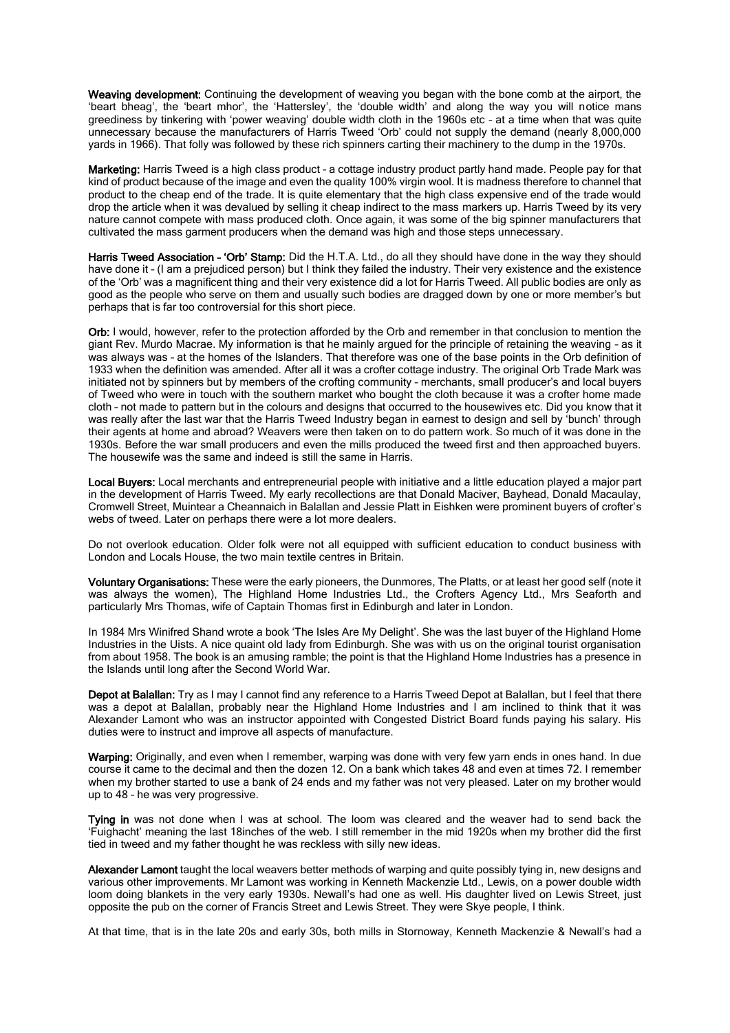**Weaving development:** Continuing the development of weaving you began with the bone comb at the airport, the 'beart bheag', the 'beart mhor', the 'Hattersley', the 'double width' and along the way you will notice mans greediness by tinkering with 'power weaving' double width cloth in the 1960s etc – at a time when that was quite unnecessary because the manufacturers of Harris Tweed 'Orb' could not supply the demand (nearly 8,000,000 yards in 1966). That folly was followed by these rich spinners carting their machinery to the dump in the 1970s.

**Marketing:** Harris Tweed is a high class product – a cottage industry product partly hand made. People pay for that kind of product because of the image and even the quality 100% virgin wool. It is madness therefore to channel that product to the cheap end of the trade. It is quite elementary that the high class expensive end of the trade would drop the article when it was devalued by selling it cheap indirect to the mass markers up. Harris Tweed by its very nature cannot compete with mass produced cloth. Once again, it was some of the big spinner manufacturers that cultivated the mass garment producers when the demand was high and those steps unnecessary.

**Harris Tweed Association – 'Orb' Stamp:** Did the H.T.A. Ltd., do all they should have done in the way they should have done it – (I am a prejudiced person) but I think they failed the industry. Their very existence and the existence of the 'Orb' was a magnificent thing and their very existence did a lot for Harris Tweed. All public bodies are only as good as the people who serve on them and usually such bodies are dragged down by one or more member's but perhaps that is far too controversial for this short piece.

**Orb:** I would, however, refer to the protection afforded by the Orb and remember in that conclusion to mention the giant Rev. Murdo Macrae. My information is that he mainly argued for the principle of retaining the weaving – as it was always was – at the homes of the Islanders. That therefore was one of the base points in the Orb definition of 1933 when the definition was amended. After all it was a crofter cottage industry. The original Orb Trade Mark was initiated not by spinners but by members of the crofting community – merchants, small producer's and local buyers of Tweed who were in touch with the southern market who bought the cloth because it was a crofter home made cloth – not made to pattern but in the colours and designs that occurred to the housewives etc. Did you know that it was really after the last war that the Harris Tweed Industry began in earnest to design and sell by 'bunch' through their agents at home and abroad? Weavers were then taken on to do pattern work. So much of it was done in the 1930s. Before the war small producers and even the mills produced the tweed first and then approached buyers. The housewife was the same and indeed is still the same in Harris.

**Local Buyers:** Local merchants and entrepreneurial people with initiative and a little education played a major part in the development of Harris Tweed. My early recollections are that Donald Maciver, Bayhead, Donald Macaulay, Cromwell Street, Muintear a Cheannaich in Balallan and Jessie Platt in Eishken were prominent buyers of crofter's webs of tweed. Later on perhaps there were a lot more dealers.

Do not overlook education. Older folk were not all equipped with sufficient education to conduct business with London and Locals House, the two main textile centres in Britain.

**Voluntary Organisations:** These were the early pioneers, the Dunmores, The Platts, or at least her good self (note it was always the women), The Highland Home Industries Ltd., the Crofters Agency Ltd., Mrs Seaforth and particularly Mrs Thomas, wife of Captain Thomas first in Edinburgh and later in London.

In 1984 Mrs Winifred Shand wrote a book 'The Isles Are My Delight'. She was the last buyer of the Highland Home Industries in the Uists. A nice quaint old lady from Edinburgh. She was with us on the original tourist organisation from about 1958. The book is an amusing ramble; the point is that the Highland Home Industries has a presence in the Islands until long after the Second World War.

**Depot at Balallan:** Try as I may I cannot find any reference to a Harris Tweed Depot at Balallan, but I feel that there was a depot at Balallan, probably near the Highland Home Industries and I am inclined to think that it was Alexander Lamont who was an instructor appointed with Congested District Board funds paying his salary. His duties were to instruct and improve all aspects of manufacture.

**Warping:** Originally, and even when I remember, warping was done with very few yarn ends in ones hand. In due course it came to the decimal and then the dozen 12. On a bank which takes 48 and even at times 72. I remember when my brother started to use a bank of 24 ends and my father was not very pleased. Later on my brother would up to 48 – he was very progressive.

**Tying in** was not done when I was at school. The loom was cleared and the weaver had to send back the 'Fuighacht' meaning the last 18inches of the web. I still remember in the mid 1920s when my brother did the first tied in tweed and my father thought he was reckless with silly new ideas.

**Alexander Lamont** taught the local weavers better methods of warping and quite possibly tying in, new designs and various other improvements. Mr Lamont was working in Kenneth Mackenzie Ltd., Lewis, on a power double width loom doing blankets in the very early 1930s. Newall's had one as well. His daughter lived on Lewis Street, just opposite the pub on the corner of Francis Street and Lewis Street. They were Skye people, I think.

At that time, that is in the late 20s and early 30s, both mills in Stornoway, Kenneth Mackenzie & Newall's had a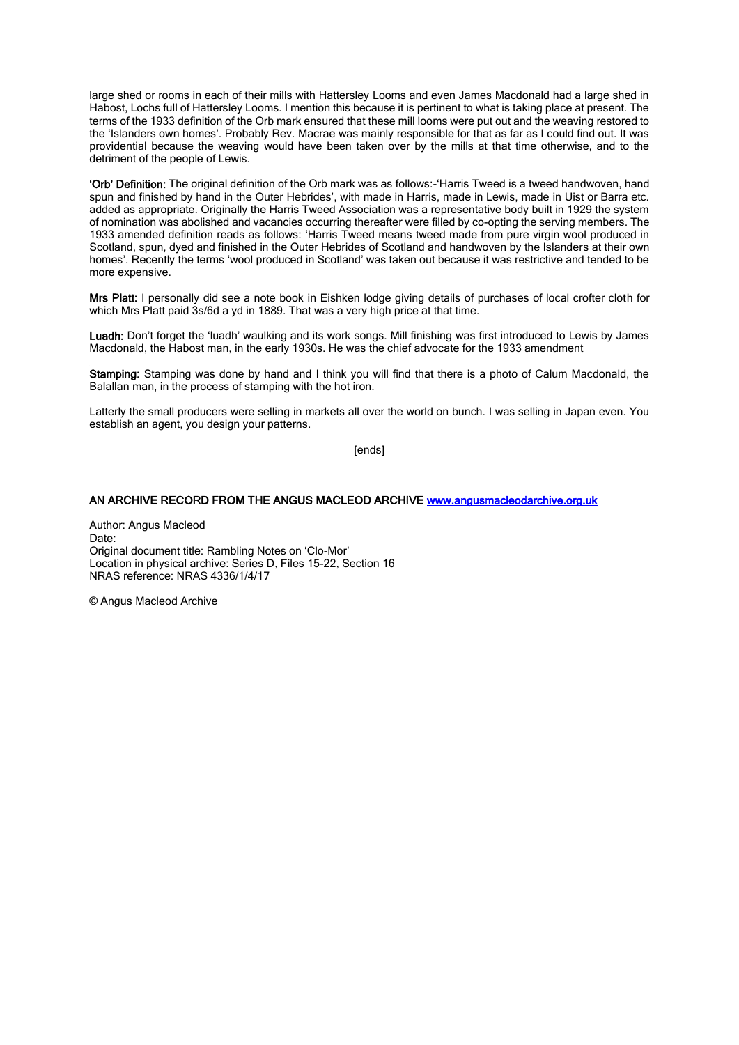large shed or rooms in each of their mills with Hattersley Looms and even James Macdonald had a large shed in Habost, Lochs full of Hattersley Looms. I mention this because it is pertinent to what is taking place at present. The terms of the 1933 definition of the Orb mark ensured that these mill looms were put out and the weaving restored to the 'Islanders own homes'. Probably Rev. Macrae was mainly responsible for that as far as I could find out. It was providential because the weaving would have been taken over by the mills at that time otherwise, and to the detriment of the people of Lewis.

**'Orb' Definition:** The original definition of the Orb mark was as follows:-'Harris Tweed is a tweed handwoven, hand spun and finished by hand in the Outer Hebrides', with made in Harris, made in Lewis, made in Uist or Barra etc. added as appropriate. Originally the Harris Tweed Association was a representative body built in 1929 the system of nomination was abolished and vacancies occurring thereafter were filled by co-opting the serving members. The 1933 amended definition reads as follows: 'Harris Tweed means tweed made from pure virgin wool produced in Scotland, spun, dyed and finished in the Outer Hebrides of Scotland and handwoven by the Islanders at their own homes'. Recently the terms 'wool produced in Scotland' was taken out because it was restrictive and tended to be more expensive.

**Mrs Platt:** I personally did see a note book in Eishken lodge giving details of purchases of local crofter cloth for which Mrs Platt paid 3s/6d a yd in 1889. That was a very high price at that time.

**Luadh:** Don't forget the 'luadh' waulking and its work songs. Mill finishing was first introduced to Lewis by James Macdonald, the Habost man, in the early 1930s. He was the chief advocate for the 1933 amendment

**Stamping:** Stamping was done by hand and I think you will find that there is a photo of Calum Macdonald, the Balallan man, in the process of stamping with the hot iron.

Latterly the small producers were selling in markets all over the world on bunch. I was selling in Japan even. You establish an agent, you design your patterns.

[ends]

**AN ARCHIVE RECORD FROM THE ANGUS MACLEOD ARCHIVE** www.angusmacleodarchive.org.uk

Author: Angus Macleod
Date:
Original document title: Rambling Notes on 'Clo-Mor'
Location in physical archive: Series D, Files 15-22, Section 16
NRAS reference: NRAS 4336/1/4/17

© Angus Macleod Archive